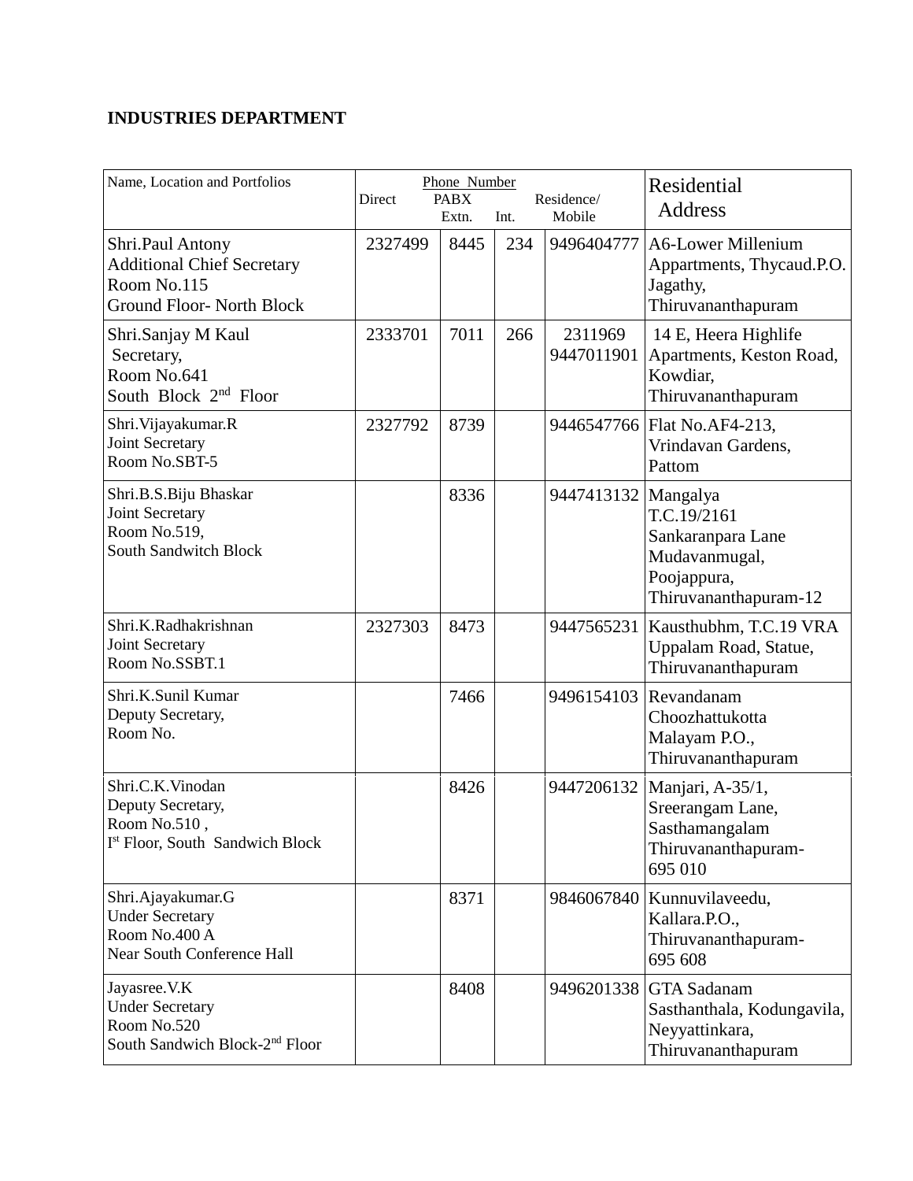**INDUSTRIES DEPARTMENT**

| Name, Location and Portfolios | Phone Number | | | | Residential Address |
|---|---|---|---|---|---|
| | Direct | PABX Extn. | Int. | Residence/ Mobile | |
| Shri.Paul Antony<br>Additional Chief Secretary<br>Room No.115<br>Ground Floor- North Block | 2327499 | 8445 | 234 | 9496404777 | A6-Lower Millenium Appartments, Thycaud.P.O. Jagathy, Thiruvananthapuram |
| Shri.Sanjay M Kaul<br>Secretary,<br>Room No.641<br>South Block 2nd Floor | 2333701 | 7011 | 266 | 2311969<br>9447011901 | 14 E, Heera Highlife Apartments, Keston Road, Kowdiar, Thiruvananthapuram |
| Shri.Vijayakumar.R<br>Joint Secretary<br>Room No.SBT-5 | 2327792 | 8739 | | 9446547766 | Flat No.AF4-213, Vrindavan Gardens, Pattom |
| Shri.B.S.Biju Bhaskar<br>Joint Secretary<br>Room No.519,<br>South Sandwitch Block | | 8336 | | 9447413132 | Mangalya T.C.19/2161 Sankaranpara Lane Mudavanmugal, Poojappura, Thiruvananthapuram-12 |
| Shri.K.Radhakrishnan<br>Joint Secretary<br>Room No.SSBT.1 | 2327303 | 8473 | | 9447565231 | Kausthubhm, T.C.19 VRA Uppalam Road, Statue, Thiruvananthapuram |
| Shri.K.Sunil Kumar<br>Deputy Secretary,<br>Room No. | | 7466 | | 9496154103 | Revandanam Choozhattukotta Malayam P.O., Thiruvananthapuram |
| Shri.C.K.Vinodan<br>Deputy Secretary,<br>Room No.510 ,<br>Ist Floor, South Sandwich Block | | 8426 | | 9447206132 | Manjari, A-35/1, Sreerangam Lane, Sasthamangalam Thiruvananthapuram-695 010 |
| Shri.Ajayakumar.G<br>Under Secretary<br>Room No.400 A<br>Near South Conference Hall | | 8371 | | 9846067840 | Kunnuvilaveedu, Kallara.P.O., Thiruvananthapuram-695 608 |
| Jayasree.V.K<br>Under Secretary<br>Room No.520<br>South Sandwich Block-2nd Floor | | 8408 | | 9496201338 | GTA Sadanam Sasthanthala, Kodungavila, Neyyattinkara, Thiruvananthapuram |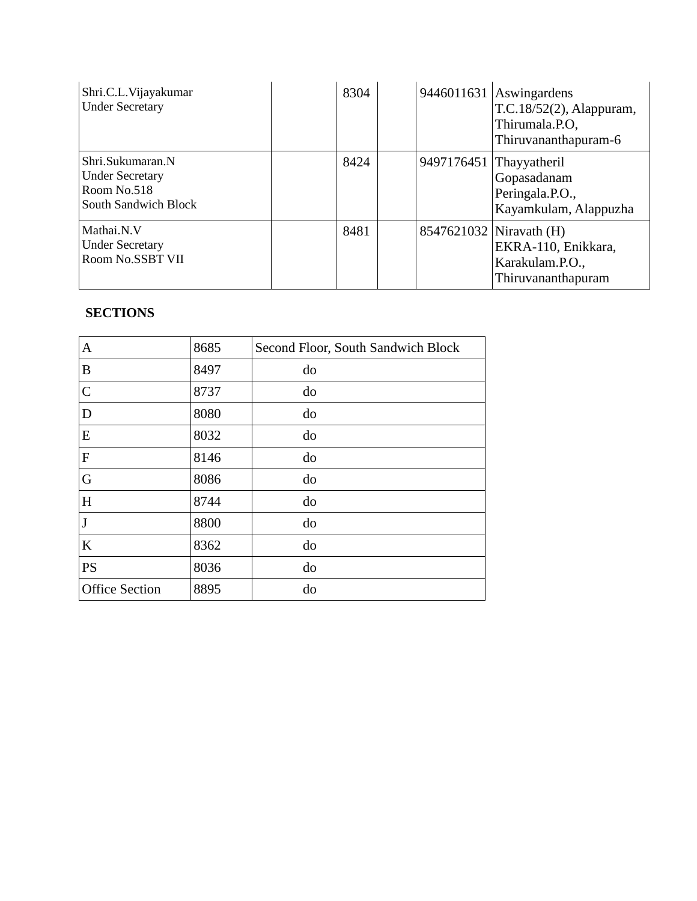| | | | | | |
|---|---|---|---|---|---|
| Shri.C.L.Vijayakumar<br>Under Secretary | | 8304 | | 9446011631 | Aswingardens<br>T.C.18/52(2), Alappuram,<br>Thirumala.P.O,<br>Thiruvananthapuram-6 |
| Shri.Sukumaran.N<br>Under Secretary<br>Room No.518<br>South Sandwich Block | | 8424 | | 9497176451 | Thayyatheril<br>Gopasadanam<br>Peringala.P.O.,<br>Kayamkulam, Alappuzha |
| Mathai.N.V<br>Under Secretary<br>Room No.SSBT VII | | 8481 | | 8547621032 | Niravath (H)<br>EKRA-110, Enikkara,<br>Karakulam.P.O.,<br>Thiruvananthapuram |

**SECTIONS**

| | | |
|---|---|---|
| A | 8685 | Second Floor, South Sandwich Block |
| B | 8497 | do |
| C | 8737 | do |
| D | 8080 | do |
| E | 8032 | do |
| F | 8146 | do |
| G | 8086 | do |
| H | 8744 | do |
| J | 8800 | do |
| K | 8362 | do |
| PS | 8036 | do |
| Office Section | 8895 | do |